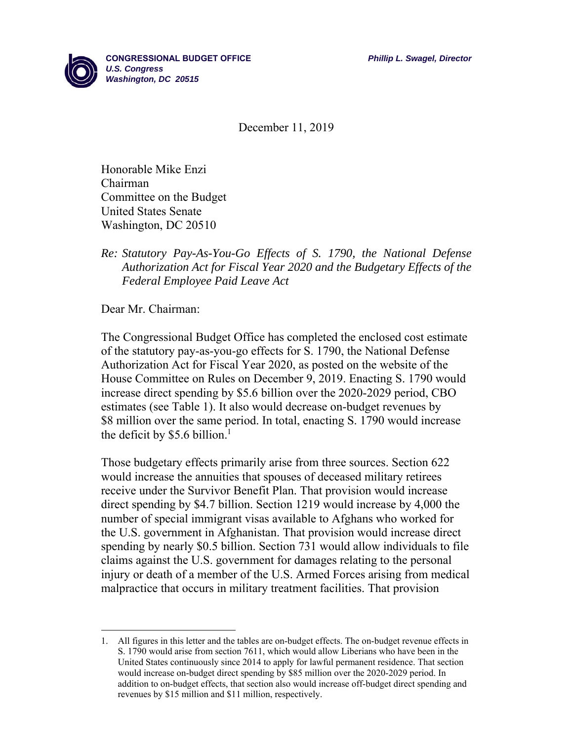**CONGRESSIONAL BUDGET OFFICE**
***U.S. Congress***
***Washington, DC 20515***

***Phillip L. Swagel, Director***

December 11, 2019

Honorable Mike Enzi
Chairman
Committee on the Budget
United States Senate
Washington, DC 20510

*Re: Statutory Pay-As-You-Go Effects of S. 1790, the National Defense Authorization Act for Fiscal Year 2020 and the Budgetary Effects of the Federal Employee Paid Leave Act*

Dear Mr. Chairman:

The Congressional Budget Office has completed the enclosed cost estimate of the statutory pay-as-you-go effects for S. 1790, the National Defense Authorization Act for Fiscal Year 2020, as posted on the website of the House Committee on Rules on December 9, 2019. Enacting S. 1790 would increase direct spending by $5.6 billion over the 2020-2029 period, CBO estimates (see Table 1). It also would decrease on-budget revenues by $8 million over the same period. In total, enacting S. 1790 would increase the deficit by $5.6 billion.[1]

Those budgetary effects primarily arise from three sources. Section 622 would increase the annuities that spouses of deceased military retirees receive under the Survivor Benefit Plan. That provision would increase direct spending by $4.7 billion. Section 1219 would increase by 4,000 the number of special immigrant visas available to Afghans who worked for the U.S. government in Afghanistan. That provision would increase direct spending by nearly $0.5 billion. Section 731 would allow individuals to file claims against the U.S. government for damages relating to the personal injury or death of a member of the U.S. Armed Forces arising from medical malpractice that occurs in military treatment facilities. That provision

---

1. All figures in this letter and the tables are on-budget effects. The on-budget revenue effects in S. 1790 would arise from section 7611, which would allow Liberians who have been in the United States continuously since 2014 to apply for lawful permanent residence. That section would increase on-budget direct spending by $85 million over the 2020-2029 period. In addition to on-budget effects, that section also would increase off-budget direct spending and revenues by $15 million and $11 million, respectively.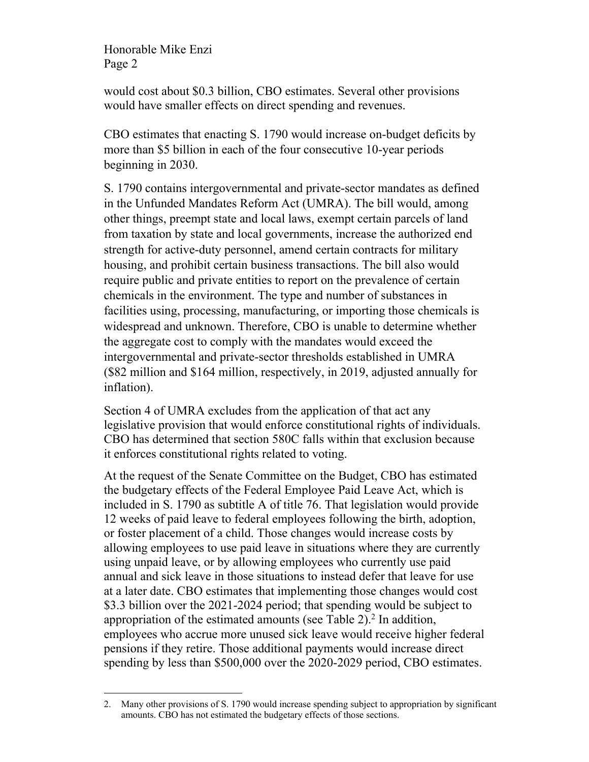would cost about $0.3 billion, CBO estimates. Several other provisions would have smaller effects on direct spending and revenues.

CBO estimates that enacting S. 1790 would increase on-budget deficits by more than $5 billion in each of the four consecutive 10-year periods beginning in 2030.

S. 1790 contains intergovernmental and private-sector mandates as defined in the Unfunded Mandates Reform Act (UMRA). The bill would, among other things, preempt state and local laws, exempt certain parcels of land from taxation by state and local governments, increase the authorized end strength for active-duty personnel, amend certain contracts for military housing, and prohibit certain business transactions. The bill also would require public and private entities to report on the prevalence of certain chemicals in the environment. The type and number of substances in facilities using, processing, manufacturing, or importing those chemicals is widespread and unknown. Therefore, CBO is unable to determine whether the aggregate cost to comply with the mandates would exceed the intergovernmental and private-sector thresholds established in UMRA ($82 million and $164 million, respectively, in 2019, adjusted annually for inflation).

Section 4 of UMRA excludes from the application of that act any legislative provision that would enforce constitutional rights of individuals. CBO has determined that section 580C falls within that exclusion because it enforces constitutional rights related to voting.

At the request of the Senate Committee on the Budget, CBO has estimated the budgetary effects of the Federal Employee Paid Leave Act, which is included in S. 1790 as subtitle A of title 76. That legislation would provide 12 weeks of paid leave to federal employees following the birth, adoption, or foster placement of a child. Those changes would increase costs by allowing employees to use paid leave in situations where they are currently using unpaid leave, or by allowing employees who currently use paid annual and sick leave in those situations to instead defer that leave for use at a later date. CBO estimates that implementing those changes would cost $3.3 billion over the 2021-2024 period; that spending would be subject to appropriation of the estimated amounts (see Table 2).[2] In addition, employees who accrue more unused sick leave would receive higher federal pensions if they retire. Those additional payments would increase direct spending by less than $500,000 over the 2020-2029 period, CBO estimates.

2. Many other provisions of S. 1790 would increase spending subject to appropriation by significant amounts. CBO has not estimated the budgetary effects of those sections.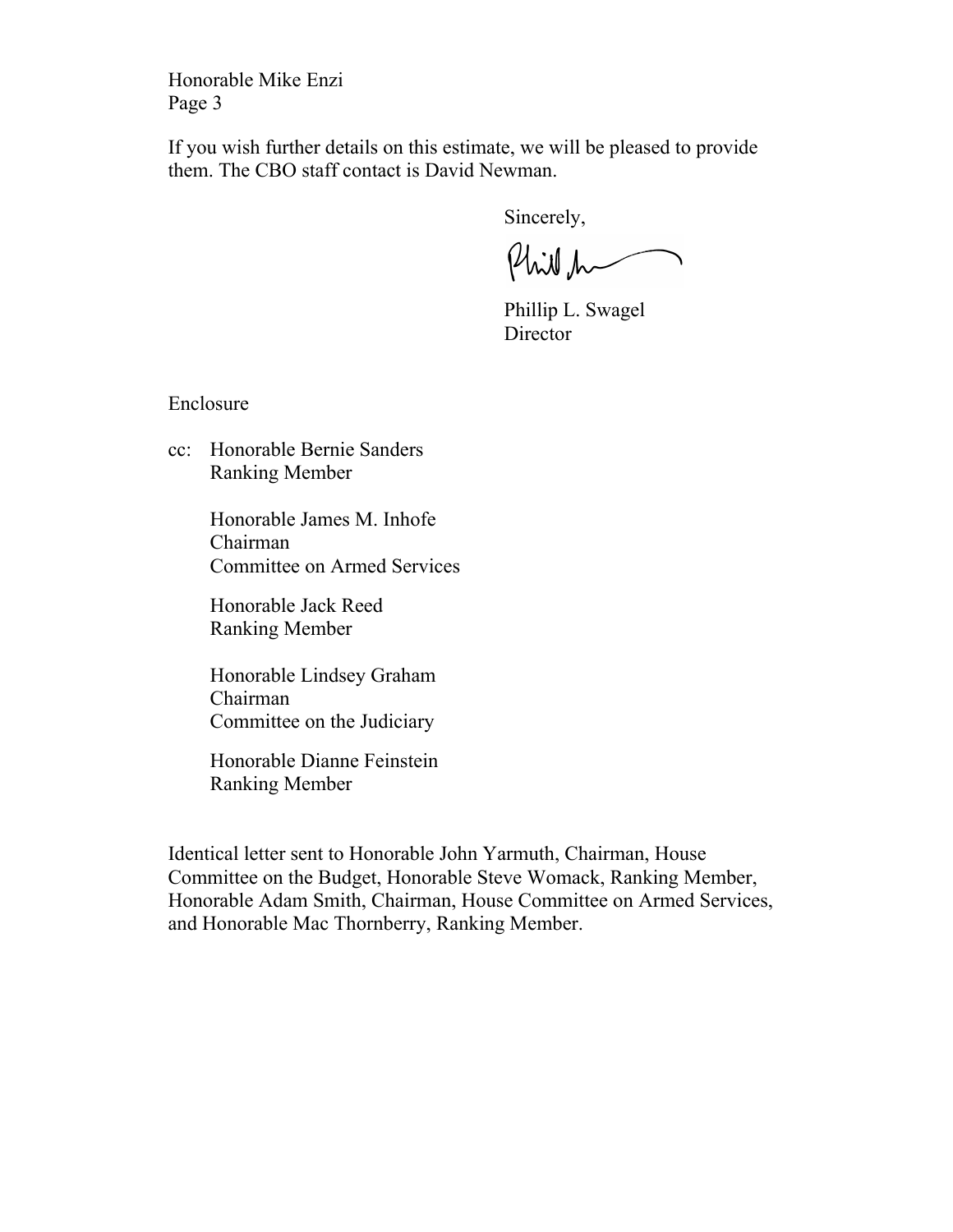Honorable Mike Enzi
Page 3

If you wish further details on this estimate, we will be pleased to provide them. The CBO staff contact is David Newman.

Sincerely,

Phillip L. Swagel
Director

Enclosure

cc: Honorable Bernie Sanders
Ranking Member

Honorable James M. Inhofe
Chairman
Committee on Armed Services

Honorable Jack Reed
Ranking Member

Honorable Lindsey Graham
Chairman
Committee on the Judiciary

Honorable Dianne Feinstein
Ranking Member

Identical letter sent to Honorable John Yarmuth, Chairman, House Committee on the Budget, Honorable Steve Womack, Ranking Member, Honorable Adam Smith, Chairman, House Committee on Armed Services, and Honorable Mac Thornberry, Ranking Member.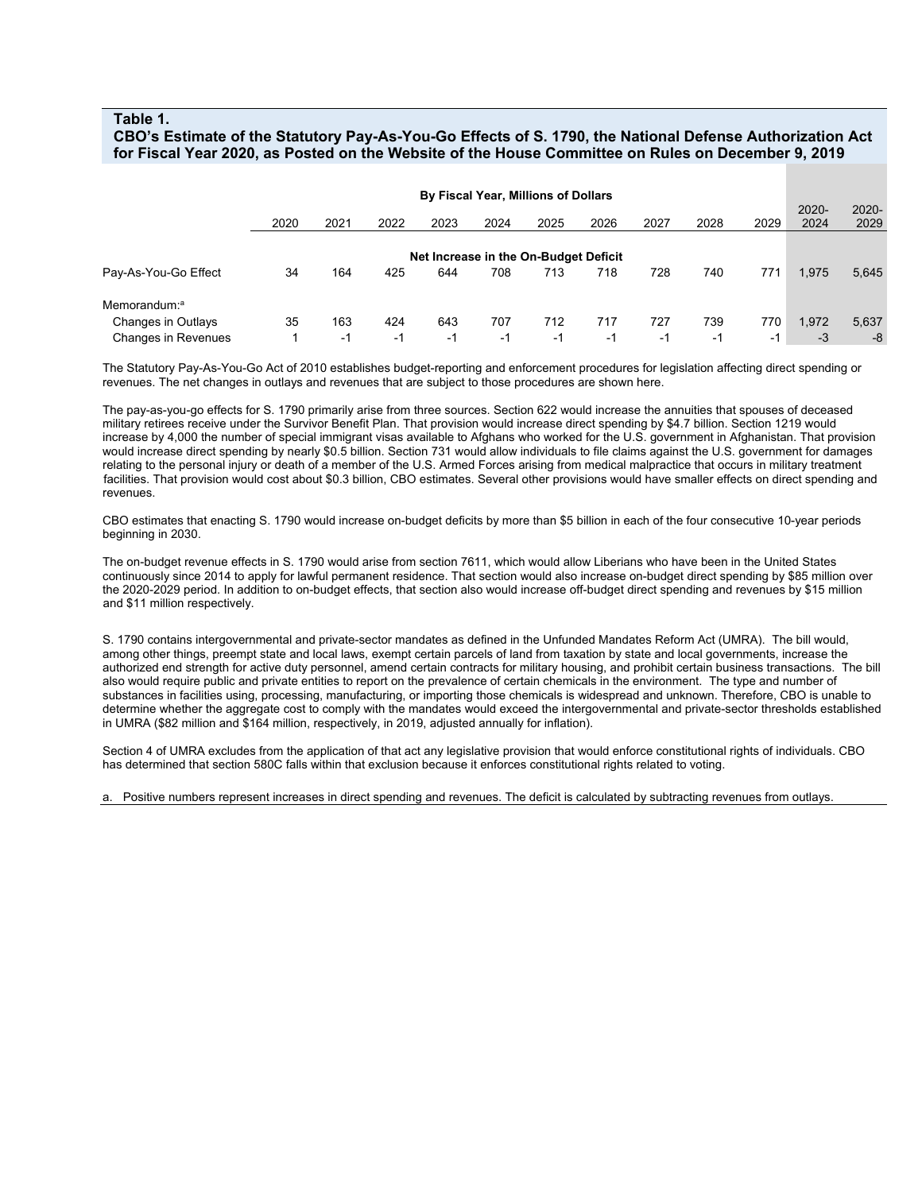**Table 1.**
**CBO's Estimate of the Statutory Pay-As-You-Go Effects of S. 1790, the National Defense Authorization Act for Fiscal Year 2020, as Posted on the Website of the House Committee on Rules on December 9, 2019**

| | By Fiscal Year, Millions of Dollars | | | | | | | | | | | |
|---|---|---|---|---|---|---|---|---|---|---|---|---|
| | 2020 | 2021 | 2022 | 2023 | 2024 | 2025 | 2026 | 2027 | 2028 | 2029 | 2020-2024 | 2020-2029 |
| | **Net Increase in the On-Budget Deficit** | | | | | | | | | | | |
| Pay-As-You-Go Effect | 34 | 164 | 425 | 644 | 708 | 713 | 718 | 728 | 740 | 771 | 1,975 | 5,645 |
| Memorandum:[a] | | | | | | | | | | | | |
| Changes in Outlays | 35 | 163 | 424 | 643 | 707 | 712 | 717 | 727 | 739 | 770 | 1,972 | 5,637 |
| Changes in Revenues | 1 | -1 | -1 | -1 | -1 | -1 | -1 | -1 | -1 | -1 | -3 | -8 |

The Statutory Pay-As-You-Go Act of 2010 establishes budget-reporting and enforcement procedures for legislation affecting direct spending or revenues. The net changes in outlays and revenues that are subject to those procedures are shown here.

The pay-as-you-go effects for S. 1790 primarily arise from three sources. Section 622 would increase the annuities that spouses of deceased military retirees receive under the Survivor Benefit Plan. That provision would increase direct spending by $4.7 billion. Section 1219 would increase by 4,000 the number of special immigrant visas available to Afghans who worked for the U.S. government in Afghanistan. That provision would increase direct spending by nearly $0.5 billion. Section 731 would allow individuals to file claims against the U.S. government for damages relating to the personal injury or death of a member of the U.S. Armed Forces arising from medical malpractice that occurs in military treatment facilities. That provision would cost about $0.3 billion, CBO estimates. Several other provisions would have smaller effects on direct spending and revenues.

CBO estimates that enacting S. 1790 would increase on-budget deficits by more than $5 billion in each of the four consecutive 10-year periods beginning in 2030.

The on-budget revenue effects in S. 1790 would arise from section 7611, which would allow Liberians who have been in the United States continuously since 2014 to apply for lawful permanent residence. That section would also increase on-budget direct spending by $85 million over the 2020-2029 period. In addition to on-budget effects, that section also would increase off-budget direct spending and revenues by $15 million and $11 million respectively.

S. 1790 contains intergovernmental and private-sector mandates as defined in the Unfunded Mandates Reform Act (UMRA). The bill would, among other things, preempt state and local laws, exempt certain parcels of land from taxation by state and local governments, increase the authorized end strength for active duty personnel, amend certain contracts for military housing, and prohibit certain business transactions. The bill also would require public and private entities to report on the prevalence of certain chemicals in the environment. The type and number of substances in facilities using, processing, manufacturing, or importing those chemicals is widespread and unknown. Therefore, CBO is unable to determine whether the aggregate cost to comply with the mandates would exceed the intergovernmental and private-sector thresholds established in UMRA ($82 million and $164 million, respectively, in 2019, adjusted annually for inflation).

Section 4 of UMRA excludes from the application of that act any legislative provision that would enforce constitutional rights of individuals. CBO has determined that section 580C falls within that exclusion because it enforces constitutional rights related to voting.

a. Positive numbers represent increases in direct spending and revenues. The deficit is calculated by subtracting revenues from outlays.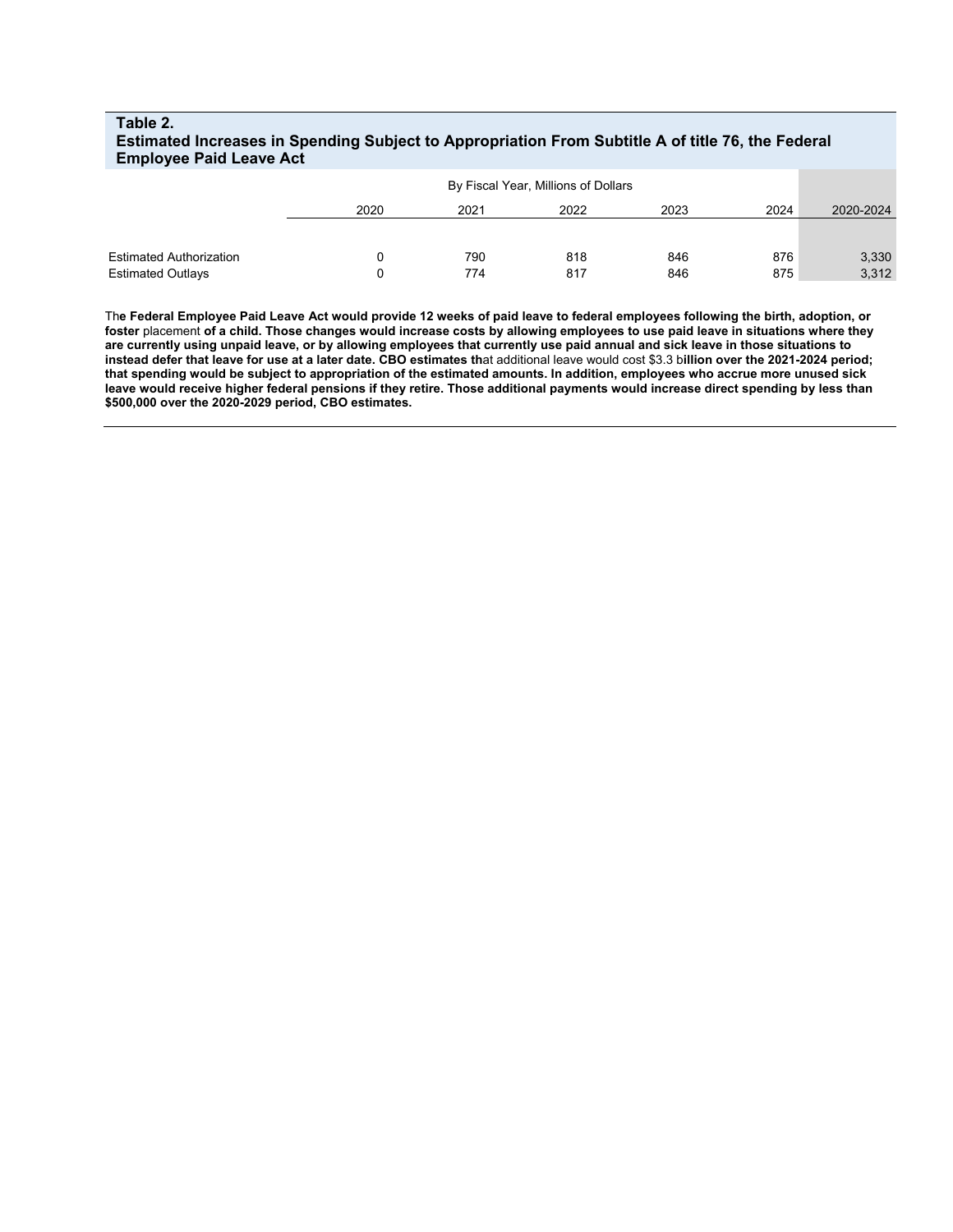**Table 2.**
**Estimated Increases in Spending Subject to Appropriation From Subtitle A of title 76, the Federal Employee Paid Leave Act**

| | By Fiscal Year, Millions of Dollars | | | | | |
|---|---|---|---|---|---|---|
| | 2020 | 2021 | 2022 | 2023 | 2024 | 2020-2024 |
| Estimated Authorization | 0 | 790 | 818 | 846 | 876 | 3,330 |
| Estimated Outlays | 0 | 774 | 817 | 846 | 875 | 3,312 |

The Federal Employee Paid Leave Act would provide 12 weeks of paid leave to federal employees following the birth, adoption, or foster placement of a child. Those changes would increase costs by allowing employees to use paid leave in situations where they are currently using unpaid leave, or by allowing employees that currently use paid annual and sick leave in those situations to instead defer that leave for use at a later date. CBO estimates that additional leave would cost $3.3 billion over the 2021-2024 period; that spending would be subject to appropriation of the estimated amounts. In addition, employees who accrue more unused sick leave would receive higher federal pensions if they retire. Those additional payments would increase direct spending by less than $500,000 over the 2020-2029 period, CBO estimates.